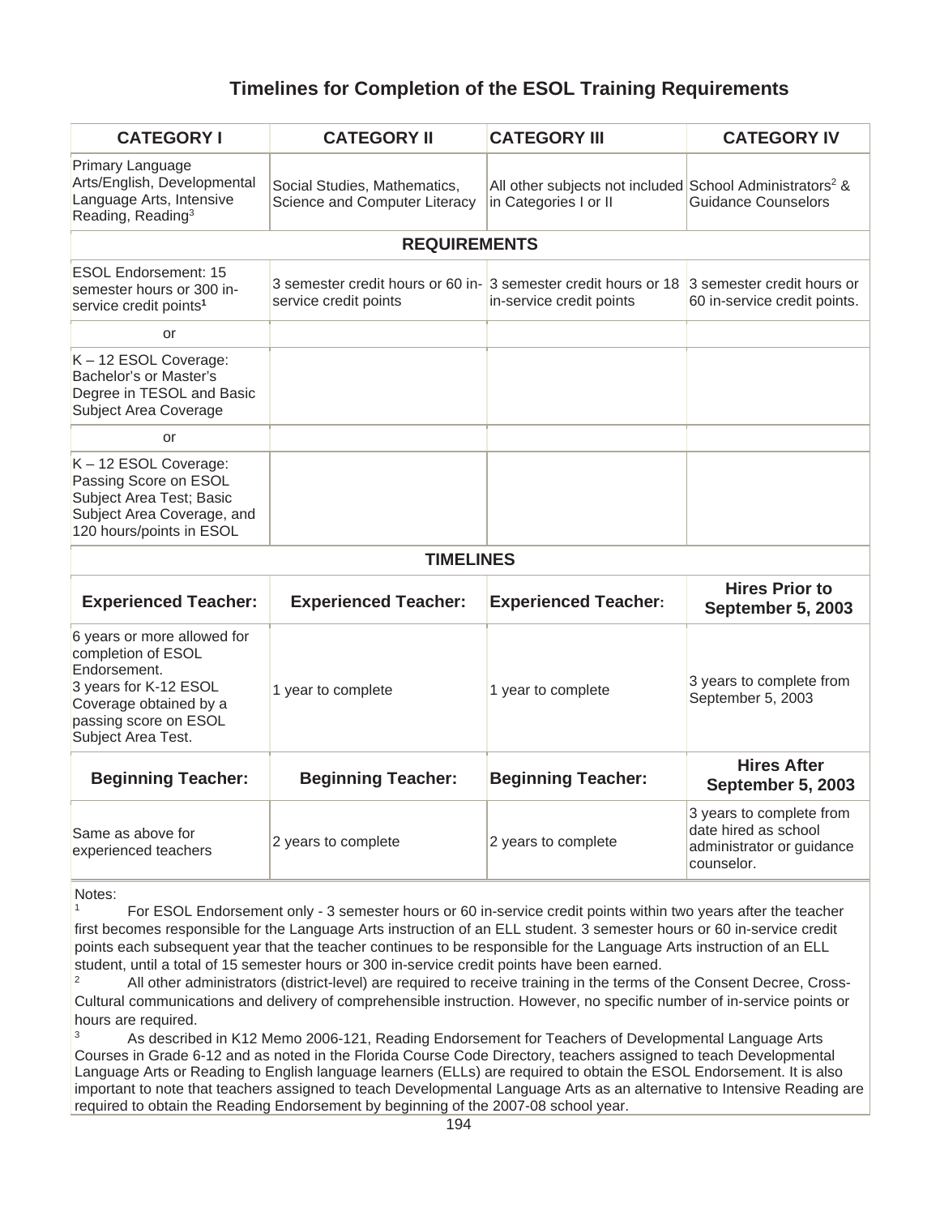## Timelines for Completion of the ESOL Training Requirements

| CATEGORY I | CATEGORY II | CATEGORY III | CATEGORY IV |
|---|---|---|---|
| Primary Language Arts/English, Developmental Language Arts, Intensive Reading, Reading[3] | Social Studies, Mathematics, Science and Computer Literacy | All other subjects not included in Categories I or II | School Administrators[2] & Guidance Counselors |
| **REQUIREMENTS** | | | |
| ESOL Endorsement: 15 semester hours or 300 in-service credit points[1] | 3 semester credit hours or 60 in-service credit points | 3 semester credit hours or 18 in-service credit points | 3 semester credit hours or 60 in-service credit points. |
| or | | | |
| K – 12 ESOL Coverage: Bachelor's or Master's Degree in TESOL and Basic Subject Area Coverage | | | |
| or | | | |
| K – 12 ESOL Coverage: Passing Score on ESOL Subject Area Test; Basic Subject Area Coverage, and 120 hours/points in ESOL | | | |
| **TIMELINES** | | | |
| **Experienced Teacher:** | **Experienced Teacher:** | **Experienced Teacher:** | **Hires Prior to September 5, 2003** |
| 6 years or more allowed for completion of ESOL Endorsement. 3 years for K-12 ESOL Coverage obtained by a passing score on ESOL Subject Area Test. | 1 year to complete | 1 year to complete | 3 years to complete from September 5, 2003 |
| **Beginning Teacher:** | **Beginning Teacher:** | **Beginning Teacher:** | **Hires After September 5, 2003** |
| Same as above for experienced teachers | 2 years to complete | 2 years to complete | 3 years to complete from date hired as school administrator or guidance counselor. |

Notes:

[1] For ESOL Endorsement only - 3 semester hours or 60 in-service credit points within two years after the teacher first becomes responsible for the Language Arts instruction of an ELL student. 3 semester hours or 60 in-service credit points each subsequent year that the teacher continues to be responsible for the Language Arts instruction of an ELL student, until a total of 15 semester hours or 300 in-service credit points have been earned.

[2] All other administrators (district-level) are required to receive training in the terms of the Consent Decree, Cross-Cultural communications and delivery of comprehensible instruction. However, no specific number of in-service points or hours are required.

[3] As described in K12 Memo 2006-121, Reading Endorsement for Teachers of Developmental Language Arts Courses in Grade 6-12 and as noted in the Florida Course Code Directory, teachers assigned to teach Developmental Language Arts or Reading to English language learners (ELLs) are required to obtain the ESOL Endorsement. It is also important to note that teachers assigned to teach Developmental Language Arts as an alternative to Intensive Reading are required to obtain the Reading Endorsement by beginning of the 2007-08 school year.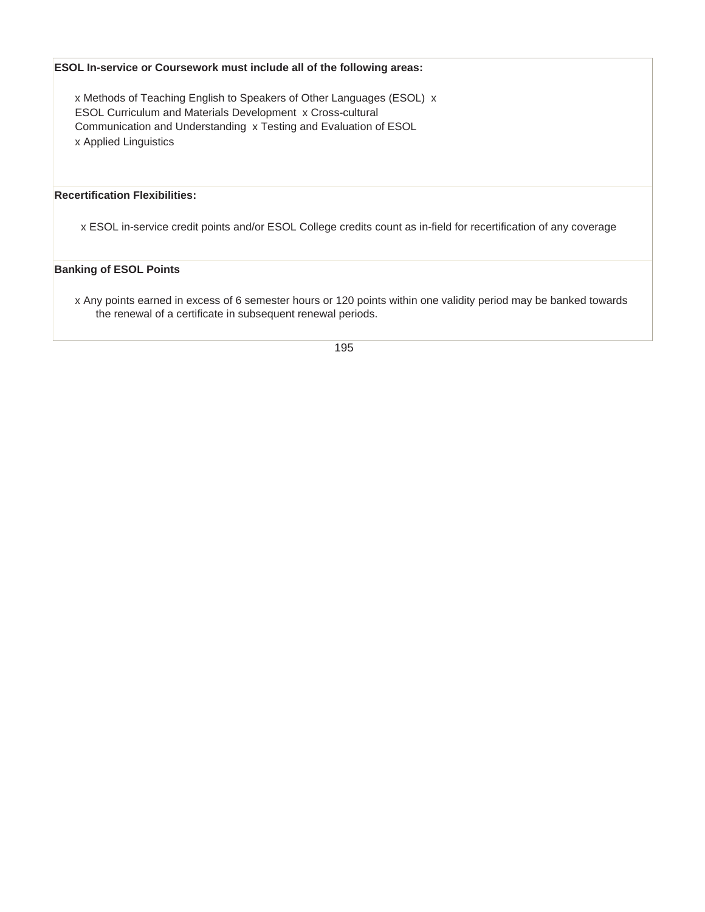**ESOL In-service or Coursework must include all of the following areas:**

- Methods of Teaching English to Speakers of Other Languages (ESOL)
- ESOL Curriculum and Materials Development
- Cross-cultural Communication and Understanding
- Testing and Evaluation of ESOL
- Applied Linguistics

**Recertification Flexibilities:**

- ESOL in-service credit points and/or ESOL College credits count as in-field for recertification of any coverage

**Banking of ESOL Points**

- Any points earned in excess of 6 semester hours or 120 points within one validity period may be banked towards the renewal of a certificate in subsequent renewal periods.